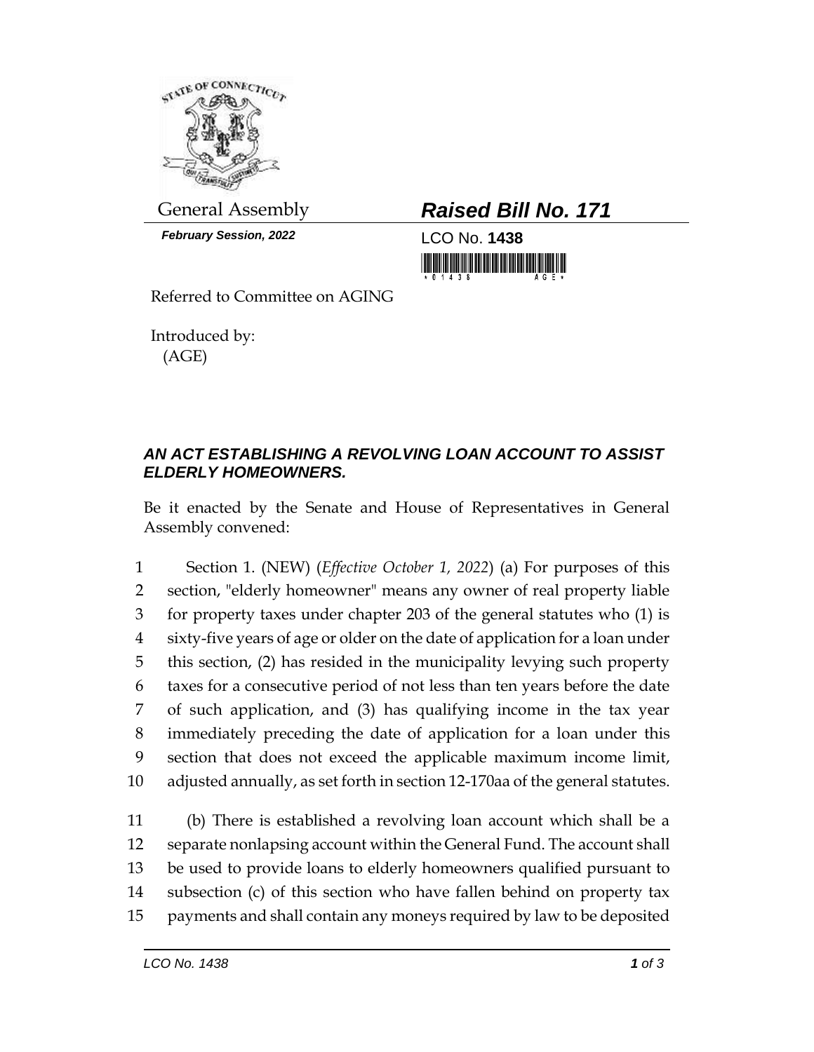General Assembly

***February Session, 2022***

# ***Raised Bill No. 171***

LCO No. **1438**

Referred to Committee on AGING

Introduced by:
(AGE)

## ***AN ACT ESTABLISHING A REVOLVING LOAN ACCOUNT TO ASSIST ELDERLY HOMEOWNERS.***

Be it enacted by the Senate and House of Representatives in General Assembly convened:

1 Section 1. (NEW) (*Effective October 1, 2022*) (a) For purposes of this
2 section, "elderly homeowner" means any owner of real property liable
3 for property taxes under chapter 203 of the general statutes who (1) is
4 sixty-five years of age or older on the date of application for a loan under
5 this section, (2) has resided in the municipality levying such property
6 taxes for a consecutive period of not less than ten years before the date
7 of such application, and (3) has qualifying income in the tax year
8 immediately preceding the date of application for a loan under this
9 section that does not exceed the applicable maximum income limit,
10 adjusted annually, as set forth in section 12-170aa of the general statutes.

11 (b) There is established a revolving loan account which shall be a
12 separate nonlapsing account within the General Fund. The account shall
13 be used to provide loans to elderly homeowners qualified pursuant to
14 subsection (c) of this section who have fallen behind on property tax
15 payments and shall contain any moneys required by law to be deposited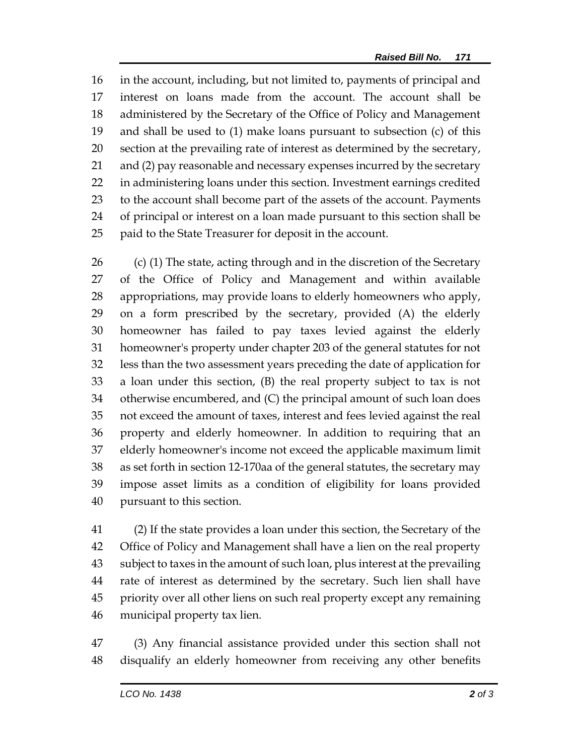in the account, including, but not limited to, payments of principal and interest on loans made from the account. The account shall be administered by the Secretary of the Office of Policy and Management and shall be used to (1) make loans pursuant to subsection (c) of this section at the prevailing rate of interest as determined by the secretary, and (2) pay reasonable and necessary expenses incurred by the secretary in administering loans under this section. Investment earnings credited to the account shall become part of the assets of the account. Payments of principal or interest on a loan made pursuant to this section shall be paid to the State Treasurer for deposit in the account.

(c) (1) The state, acting through and in the discretion of the Secretary of the Office of Policy and Management and within available appropriations, may provide loans to elderly homeowners who apply, on a form prescribed by the secretary, provided (A) the elderly homeowner has failed to pay taxes levied against the elderly homeowner's property under chapter 203 of the general statutes for not less than the two assessment years preceding the date of application for a loan under this section, (B) the real property subject to tax is not otherwise encumbered, and (C) the principal amount of such loan does not exceed the amount of taxes, interest and fees levied against the real property and elderly homeowner. In addition to requiring that an elderly homeowner's income not exceed the applicable maximum limit as set forth in section 12-170aa of the general statutes, the secretary may impose asset limits as a condition of eligibility for loans provided pursuant to this section.

(2) If the state provides a loan under this section, the Secretary of the Office of Policy and Management shall have a lien on the real property subject to taxes in the amount of such loan, plus interest at the prevailing rate of interest as determined by the secretary. Such lien shall have priority over all other liens on such real property except any remaining municipal property tax lien.

(3) Any financial assistance provided under this section shall not disqualify an elderly homeowner from receiving any other benefits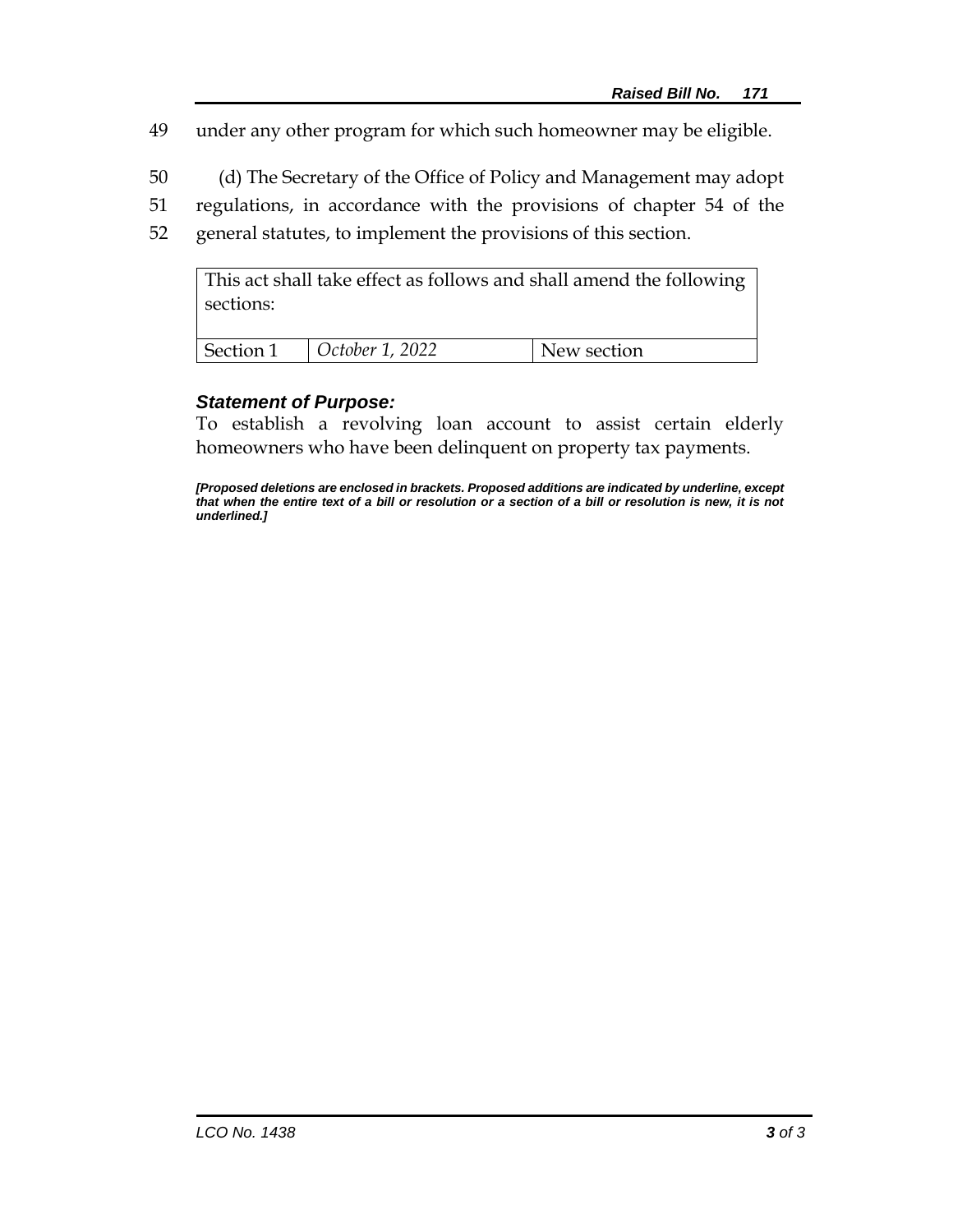49 under any other program for which such homeowner may be eligible.

50 (d) The Secretary of the Office of Policy and Management may adopt
51 regulations, in accordance with the provisions of chapter 54 of the
52 general statutes, to implement the provisions of this section.

| This act shall take effect as follows and shall amend the following sections: | | |
|---|---|---|
| Section 1 | *October 1, 2022* | New section |

### *Statement of Purpose:*

To establish a revolving loan account to assist certain elderly homeowners who have been delinquent on property tax payments.

***[Proposed deletions are enclosed in brackets. Proposed additions are indicated by underline, except that when the entire text of a bill or resolution or a section of a bill or resolution is new, it is not underlined.]***